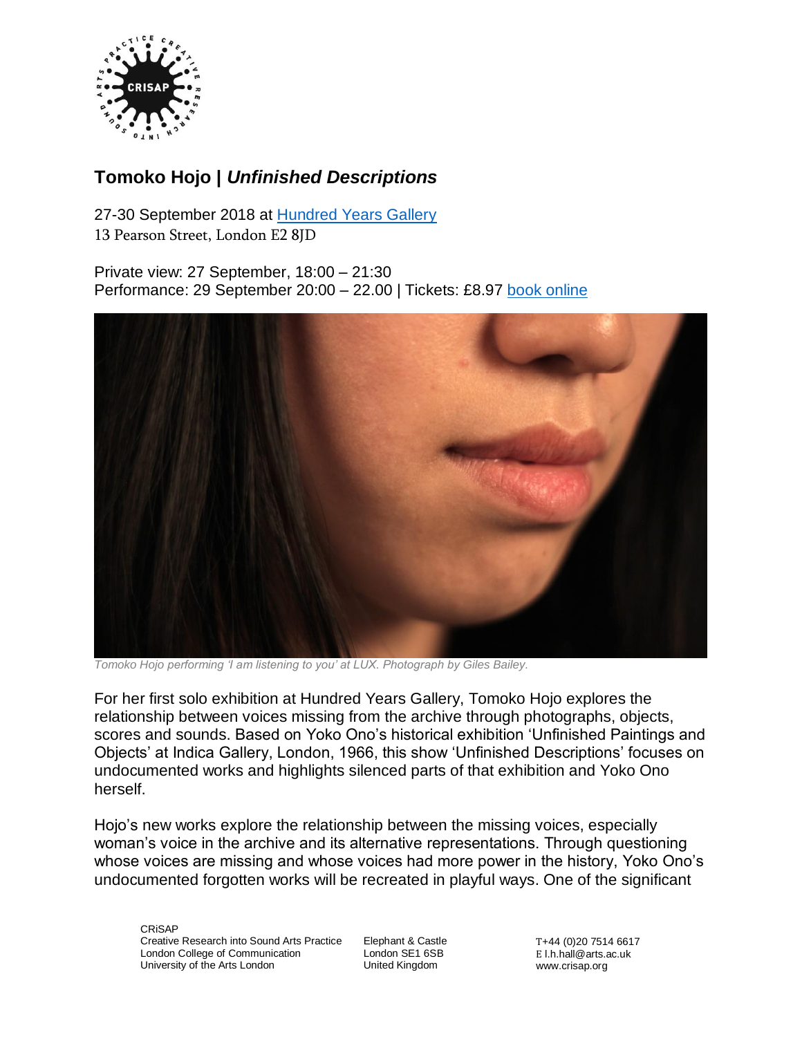# Tomoko Hojo | *Unfinished Descriptions*

27-30 September 2018 at [Hundred Years Gallery](#)
13 Pearson Street, London E2 8JD

Private view: 27 September, 18:00 – 21:30
Performance: 29 September 20:00 – 22.00 | Tickets: £8.97 [book online](#)

*Tomoko Hojo performing 'I am listening to you' at LUX. Photograph by Giles Bailey.*

For her first solo exhibition at Hundred Years Gallery, Tomoko Hojo explores the relationship between voices missing from the archive through photographs, objects, scores and sounds. Based on Yoko Ono's historical exhibition 'Unfinished Paintings and Objects' at Indica Gallery, London, 1966, this show 'Unfinished Descriptions' focuses on undocumented works and highlights silenced parts of that exhibition and Yoko Ono herself.

Hojo's new works explore the relationship between the missing voices, especially woman's voice in the archive and its alternative representations. Through questioning whose voices are missing and whose voices had more power in the history, Yoko Ono's undocumented forgotten works will be recreated in playful ways. One of the significant

CRiSAP
Creative Research into Sound Arts Practice
London College of Communication
University of the Arts London

Elephant & Castle
London SE1 6SB
United Kingdom

T+44 (0)20 7514 6617
E l.h.hall@arts.ac.uk
www.crisap.org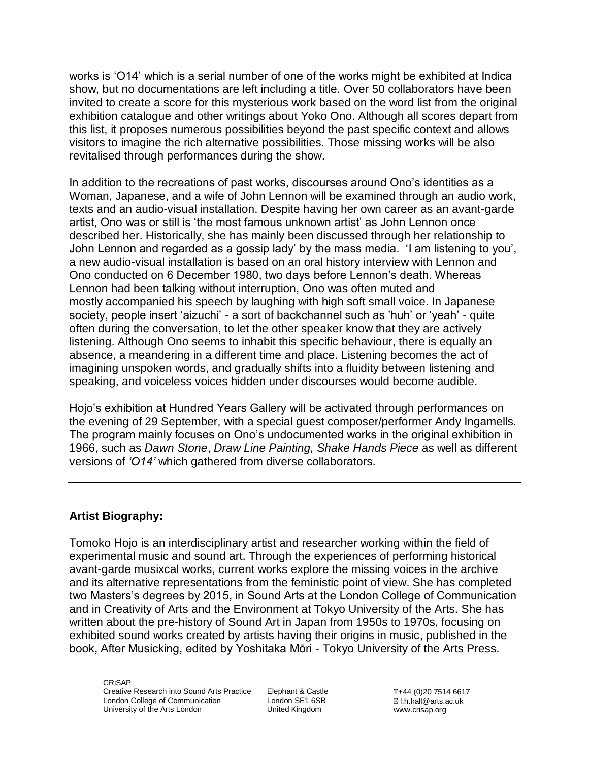works is 'O14' which is a serial number of one of the works might be exhibited at Indica show, but no documentations are left including a title. Over 50 collaborators have been invited to create a score for this mysterious work based on the word list from the original exhibition catalogue and other writings about Yoko Ono. Although all scores depart from this list, it proposes numerous possibilities beyond the past specific context and allows visitors to imagine the rich alternative possibilities. Those missing works will be also revitalised through performances during the show.

In addition to the recreations of past works, discourses around Ono's identities as a Woman, Japanese, and a wife of John Lennon will be examined through an audio work, texts and an audio-visual installation. Despite having her own career as an avant-garde artist, Ono was or still is 'the most famous unknown artist' as John Lennon once described her. Historically, she has mainly been discussed through her relationship to John Lennon and regarded as a gossip lady' by the mass media. 'I am listening to you', a new audio-visual installation is based on an oral history interview with Lennon and Ono conducted on 6 December 1980, two days before Lennon's death. Whereas Lennon had been talking without interruption, Ono was often muted and mostly accompanied his speech by laughing with high soft small voice. In Japanese society, people insert 'aizuchi' - a sort of backchannel such as 'huh' or 'yeah' - quite often during the conversation, to let the other speaker know that they are actively listening. Although Ono seems to inhabit this specific behaviour, there is equally an absence, a meandering in a different time and place. Listening becomes the act of imagining unspoken words, and gradually shifts into a fluidity between listening and speaking, and voiceless voices hidden under discourses would become audible.

Hojo's exhibition at Hundred Years Gallery will be activated through performances on the evening of 29 September, with a special guest composer/performer Andy Ingamells. The program mainly focuses on Ono's undocumented works in the original exhibition in 1966, such as *Dawn Stone*, *Draw Line Painting, Shake Hands Piece* as well as different versions of *'O14'* which gathered from diverse collaborators.

---

**Artist Biography:**

Tomoko Hojo is an interdisciplinary artist and researcher working within the field of experimental music and sound art. Through the experiences of performing historical avant-garde musixcal works, current works explore the missing voices in the archive and its alternative representations from the feministic point of view. She has completed two Masters's degrees by 2015, in Sound Arts at the London College of Communication and in Creativity of Arts and the Environment at Tokyo University of the Arts. She has written about the pre-history of Sound Art in Japan from 1950s to 1970s, focusing on exhibited sound works created by artists having their origins in music, published in the book, After Musicking, edited by Yoshitaka Mōri - Tokyo University of the Arts Press.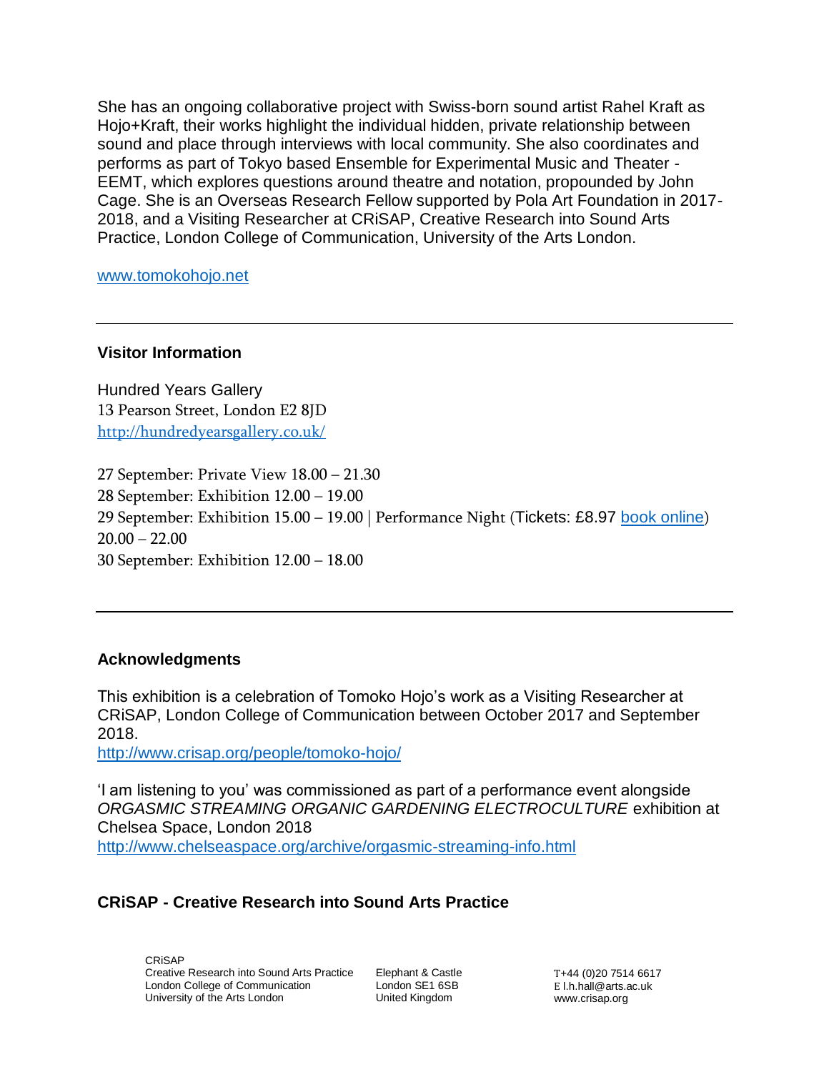She has an ongoing collaborative project with Swiss-born sound artist Rahel Kraft as Hojo+Kraft, their works highlight the individual hidden, private relationship between sound and place through interviews with local community. She also coordinates and performs as part of Tokyo based Ensemble for Experimental Music and Theater - EEMT, which explores questions around theatre and notation, propounded by John Cage. She is an Overseas Research Fellow supported by Pola Art Foundation in 2017-2018, and a Visiting Researcher at CRiSAP, Creative Research into Sound Arts Practice, London College of Communication, University of the Arts London.

[www.tomokohojo.net](http://www.tomokohojo.net)

---

**Visitor Information**

Hundred Years Gallery
13 Pearson Street, London E2 8JD
[http://hundredyearsgallery.co.uk/](http://hundredyearsgallery.co.uk/)

27 September: Private View 18.00 – 21.30
28 September: Exhibition 12.00 – 19.00
29 September: Exhibition 15.00 – 19.00 | Performance Night (Tickets: £8.97 book online) 20.00 – 22.00
30 September: Exhibition 12.00 – 18.00

---

**Acknowledgments**

This exhibition is a celebration of Tomoko Hojo's work as a Visiting Researcher at CRiSAP, London College of Communication between October 2017 and September 2018.
[http://www.crisap.org/people/tomoko-hojo/](http://www.crisap.org/people/tomoko-hojo/)

'I am listening to you' was commissioned as part of a performance event alongside *ORGASMIC STREAMING ORGANIC GARDENING ELECTROCULTURE* exhibition at Chelsea Space, London 2018
[http://www.chelseaspace.org/archive/orgasmic-streaming-info.html](http://www.chelseaspace.org/archive/orgasmic-streaming-info.html)

**CRiSAP - Creative Research into Sound Arts Practice**

CRiSAP
Creative Research into Sound Arts Practice
London College of Communication
University of the Arts London

Elephant & Castle
London SE1 6SB
United Kingdom

T+44 (0)20 7514 6617
E l.h.hall@arts.ac.uk
www.crisap.org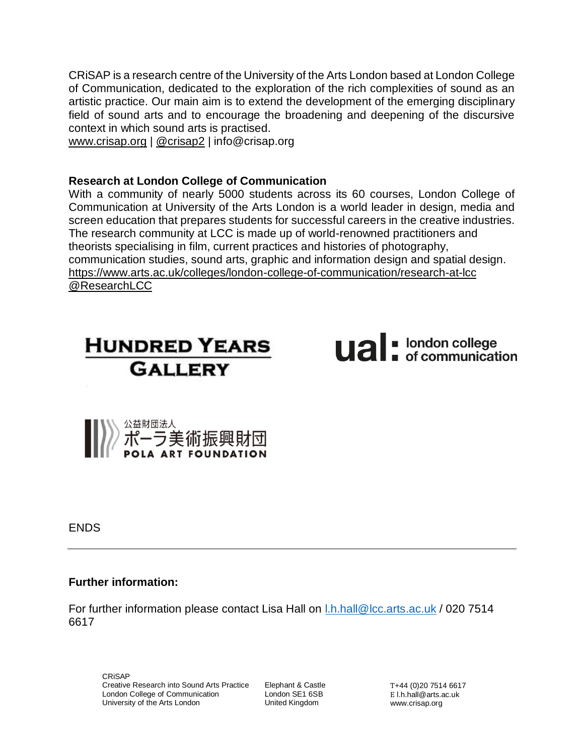CRiSAP is a research centre of the University of the Arts London based at London College of Communication, dedicated to the exploration of the rich complexities of sound as an artistic practice. Our main aim is to extend the development of the emerging disciplinary field of sound arts and to encourage the broadening and deepening of the discursive context in which sound arts is practised.
www.crisap.org | @crisap2 | info@crisap.org

**Research at London College of Communication**
With a community of nearly 5000 students across its 60 courses, London College of Communication at University of the Arts London is a world leader in design, media and screen education that prepares students for successful careers in the creative industries. The research community at LCC is made up of world-renowned practitioners and theorists specialising in film, current practices and histories of photography, communication studies, sound arts, graphic and information design and spatial design.
https://www.arts.ac.uk/colleges/london-college-of-communication/research-at-lcc
@ResearchLCC

HUNDRED YEARS GALLERY

ual: london college of communication

公益財団法人
ポーラ美術振興財団
POLA ART FOUNDATION

ENDS

---

**Further information:**

For further information please contact Lisa Hall on l.h.hall@lcc.arts.ac.uk / 020 7514 6617

CRiSAP
Creative Research into Sound Arts Practice
London College of Communication
University of the Arts London

Elephant & Castle
London SE1 6SB
United Kingdom

T+44 (0)20 7514 6617
E l.h.hall@arts.ac.uk
www.crisap.org